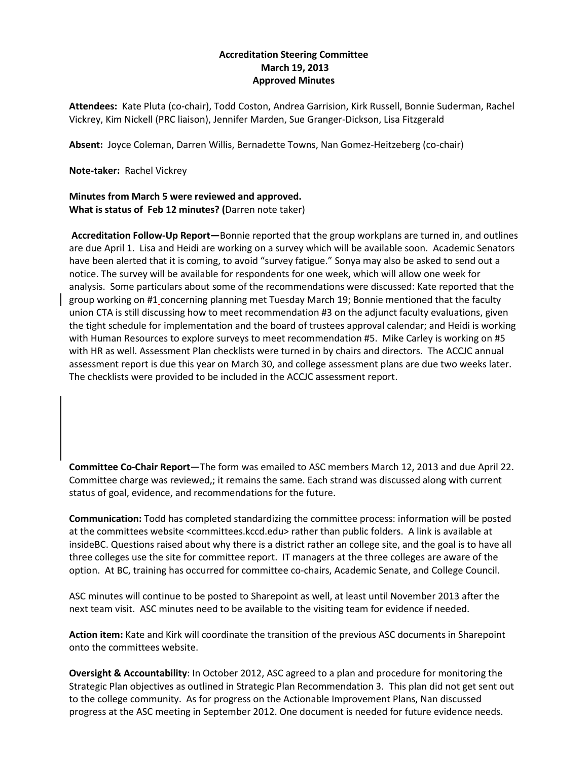**Accreditation Steering Committee**
**March 19, 2013**
**Approved Minutes**

**Attendees:** Kate Pluta (co-chair), Todd Coston, Andrea Garrision, Kirk Russell, Bonnie Suderman, Rachel Vickrey, Kim Nickell (PRC liaison), Jennifer Marden, Sue Granger-Dickson, Lisa Fitzgerald

**Absent:** Joyce Coleman, Darren Willis, Bernadette Towns, Nan Gomez-Heitzeberg (co-chair)

**Note-taker:** Rachel Vickrey

**Minutes from March 5 were reviewed and approved.**
**What is status of Feb 12 minutes? (**Darren note taker)

**Accreditation Follow-Up Report—**Bonnie reported that the group workplans are turned in, and outlines are due April 1. Lisa and Heidi are working on a survey which will be available soon. Academic Senators have been alerted that it is coming, to avoid "survey fatigue." Sonya may also be asked to send out a notice. The survey will be available for respondents for one week, which will allow one week for analysis. Some particulars about some of the recommendations were discussed: Kate reported that the group working on #1 concerning planning met Tuesday March 19; Bonnie mentioned that the faculty union CTA is still discussing how to meet recommendation #3 on the adjunct faculty evaluations, given the tight schedule for implementation and the board of trustees approval calendar; and Heidi is working with Human Resources to explore surveys to meet recommendation #5. Mike Carley is working on #5 with HR as well. Assessment Plan checklists were turned in by chairs and directors. The ACCJC annual assessment report is due this year on March 30, and college assessment plans are due two weeks later. The checklists were provided to be included in the ACCJC assessment report.

**Committee Co-Chair Report**—The form was emailed to ASC members March 12, 2013 and due April 22. Committee charge was reviewed,; it remains the same. Each strand was discussed along with current status of goal, evidence, and recommendations for the future.

**Communication:** Todd has completed standardizing the committee process: information will be posted at the committees website <committees.kccd.edu> rather than public folders. A link is available at insideBC. Questions raised about why there is a district rather an college site, and the goal is to have all three colleges use the site for committee report. IT managers at the three colleges are aware of the option. At BC, training has occurred for committee co-chairs, Academic Senate, and College Council.

ASC minutes will continue to be posted to Sharepoint as well, at least until November 2013 after the next team visit. ASC minutes need to be available to the visiting team for evidence if needed.

**Action item:** Kate and Kirk will coordinate the transition of the previous ASC documents in Sharepoint onto the committees website.

**Oversight & Accountability**: In October 2012, ASC agreed to a plan and procedure for monitoring the Strategic Plan objectives as outlined in Strategic Plan Recommendation 3. This plan did not get sent out to the college community. As for progress on the Actionable Improvement Plans, Nan discussed progress at the ASC meeting in September 2012. One document is needed for future evidence needs.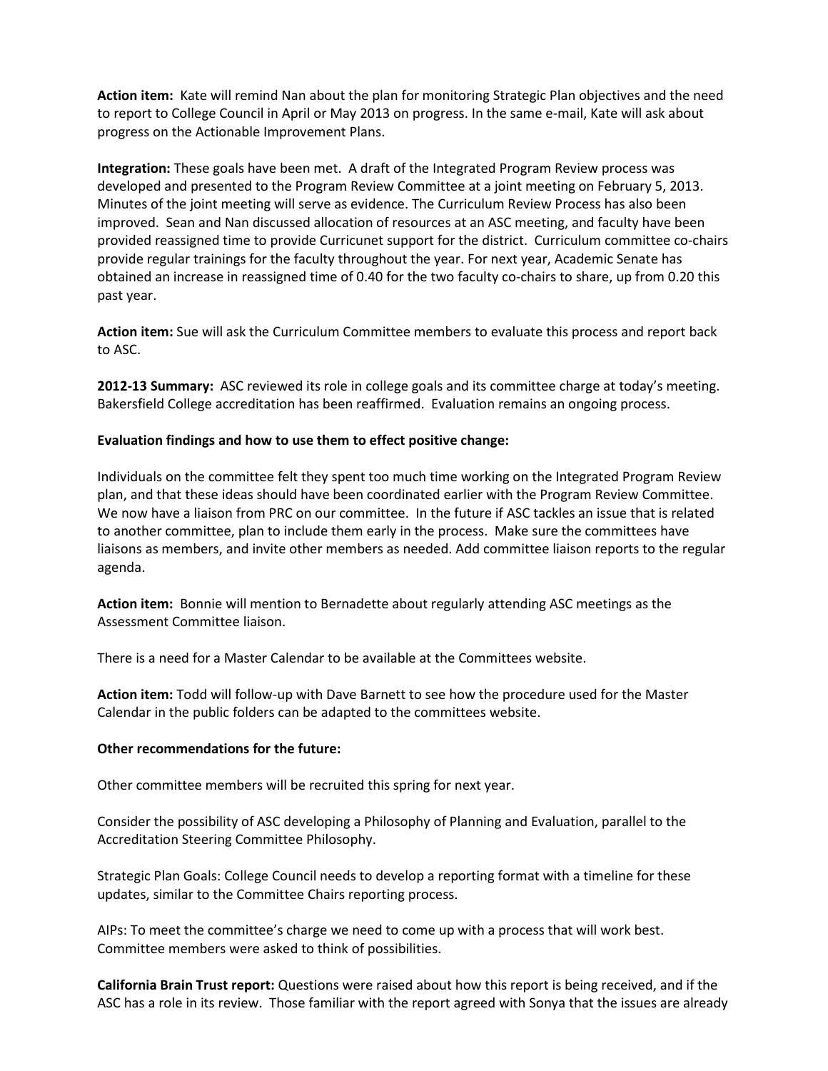**Action item:** Kate will remind Nan about the plan for monitoring Strategic Plan objectives and the need to report to College Council in April or May 2013 on progress. In the same e-mail, Kate will ask about progress on the Actionable Improvement Plans.

**Integration:** These goals have been met. A draft of the Integrated Program Review process was developed and presented to the Program Review Committee at a joint meeting on February 5, 2013. Minutes of the joint meeting will serve as evidence. The Curriculum Review Process has also been improved. Sean and Nan discussed allocation of resources at an ASC meeting, and faculty have been provided reassigned time to provide Curricunet support for the district. Curriculum committee co-chairs provide regular trainings for the faculty throughout the year. For next year, Academic Senate has obtained an increase in reassigned time of 0.40 for the two faculty co-chairs to share, up from 0.20 this past year.

**Action item:** Sue will ask the Curriculum Committee members to evaluate this process and report back to ASC.

**2012-13 Summary:** ASC reviewed its role in college goals and its committee charge at today's meeting. Bakersfield College accreditation has been reaffirmed. Evaluation remains an ongoing process.

**Evaluation findings and how to use them to effect positive change:**

Individuals on the committee felt they spent too much time working on the Integrated Program Review plan, and that these ideas should have been coordinated earlier with the Program Review Committee. We now have a liaison from PRC on our committee. In the future if ASC tackles an issue that is related to another committee, plan to include them early in the process. Make sure the committees have liaisons as members, and invite other members as needed. Add committee liaison reports to the regular agenda.

**Action item:** Bonnie will mention to Bernadette about regularly attending ASC meetings as the Assessment Committee liaison.

There is a need for a Master Calendar to be available at the Committees website.

**Action item:** Todd will follow-up with Dave Barnett to see how the procedure used for the Master Calendar in the public folders can be adapted to the committees website.

**Other recommendations for the future:**

Other committee members will be recruited this spring for next year.

Consider the possibility of ASC developing a Philosophy of Planning and Evaluation, parallel to the Accreditation Steering Committee Philosophy.

Strategic Plan Goals: College Council needs to develop a reporting format with a timeline for these updates, similar to the Committee Chairs reporting process.

AIPs: To meet the committee's charge we need to come up with a process that will work best. Committee members were asked to think of possibilities.

**California Brain Trust report:** Questions were raised about how this report is being received, and if the ASC has a role in its review. Those familiar with the report agreed with Sonya that the issues are already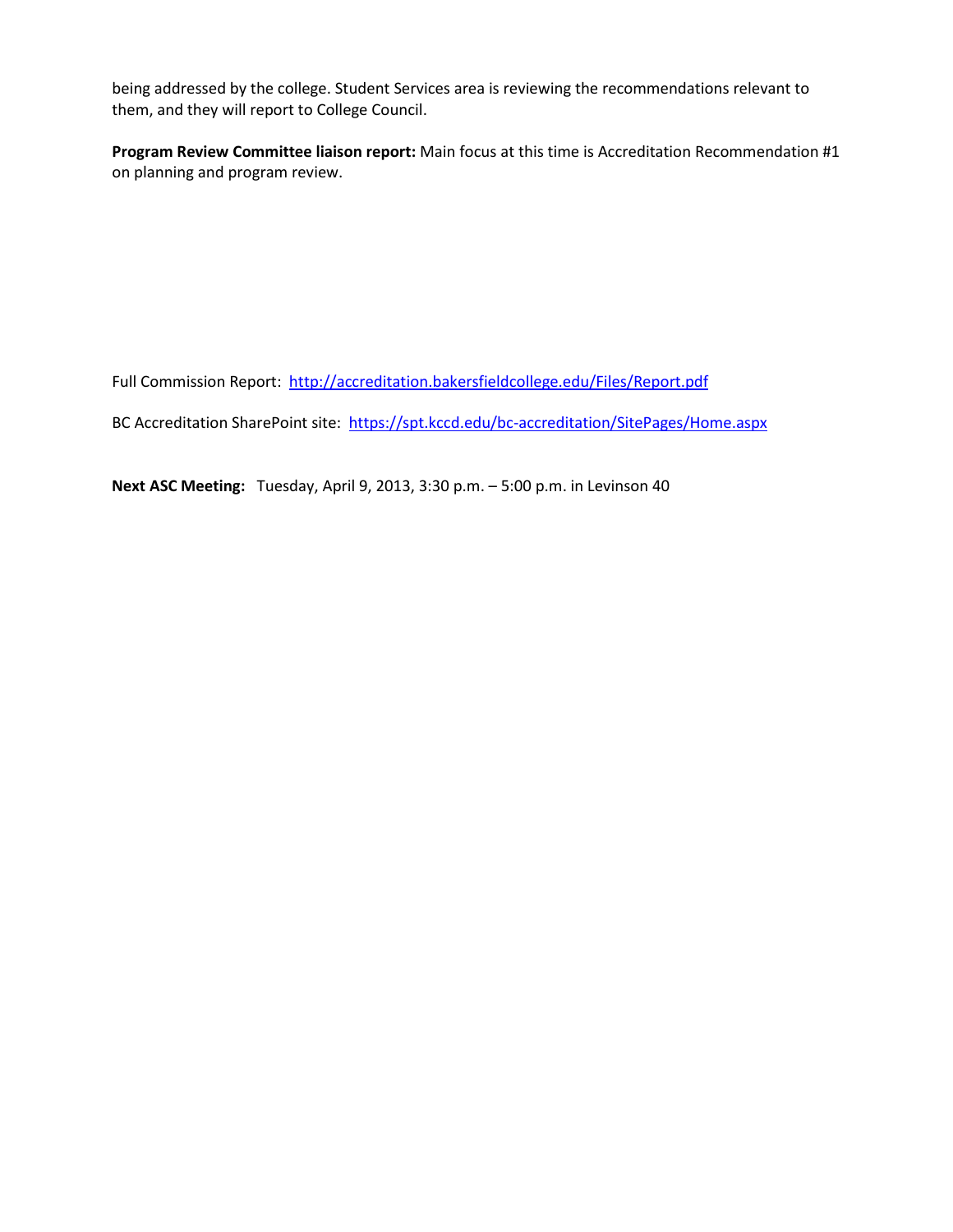being addressed by the college. Student Services area is reviewing the recommendations relevant to them, and they will report to College Council.

**Program Review Committee liaison report:** Main focus at this time is Accreditation Recommendation #1 on planning and program review.

Full Commission Report: [http://accreditation.bakersfieldcollege.edu/Files/Report.pdf](http://accreditation.bakersfieldcollege.edu/Files/Report.pdf)

BC Accreditation SharePoint site: [https://spt.kccd.edu/bc-accreditation/SitePages/Home.aspx](https://spt.kccd.edu/bc-accreditation/SitePages/Home.aspx)

**Next ASC Meeting:** Tuesday, April 9, 2013, 3:30 p.m. – 5:00 p.m. in Levinson 40